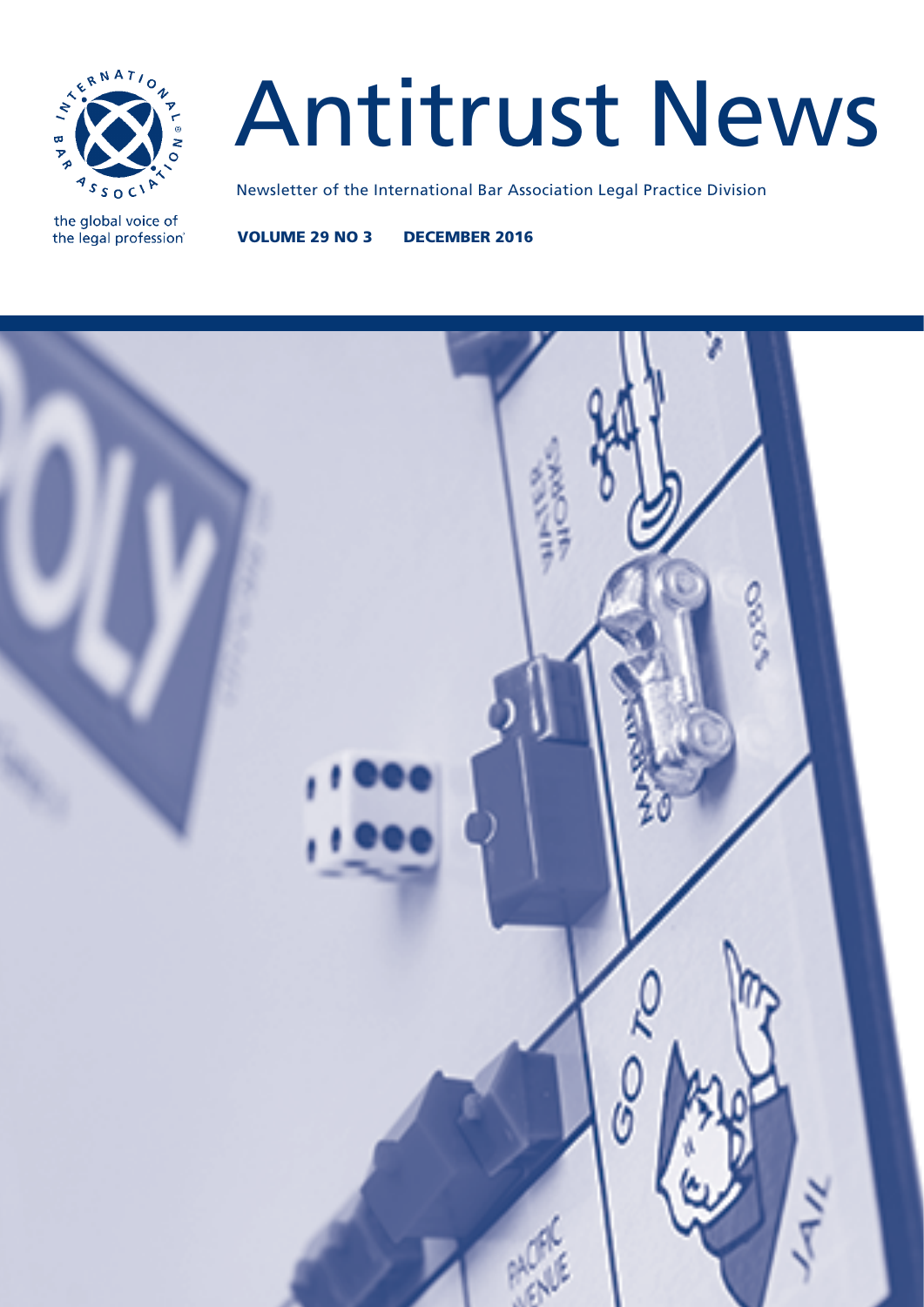# Antitrust News

Newsletter of the International Bar Association Legal Practice Division

the global voice of the legal profession

**VOLUME 29 NO 3 DECEMBER 2016**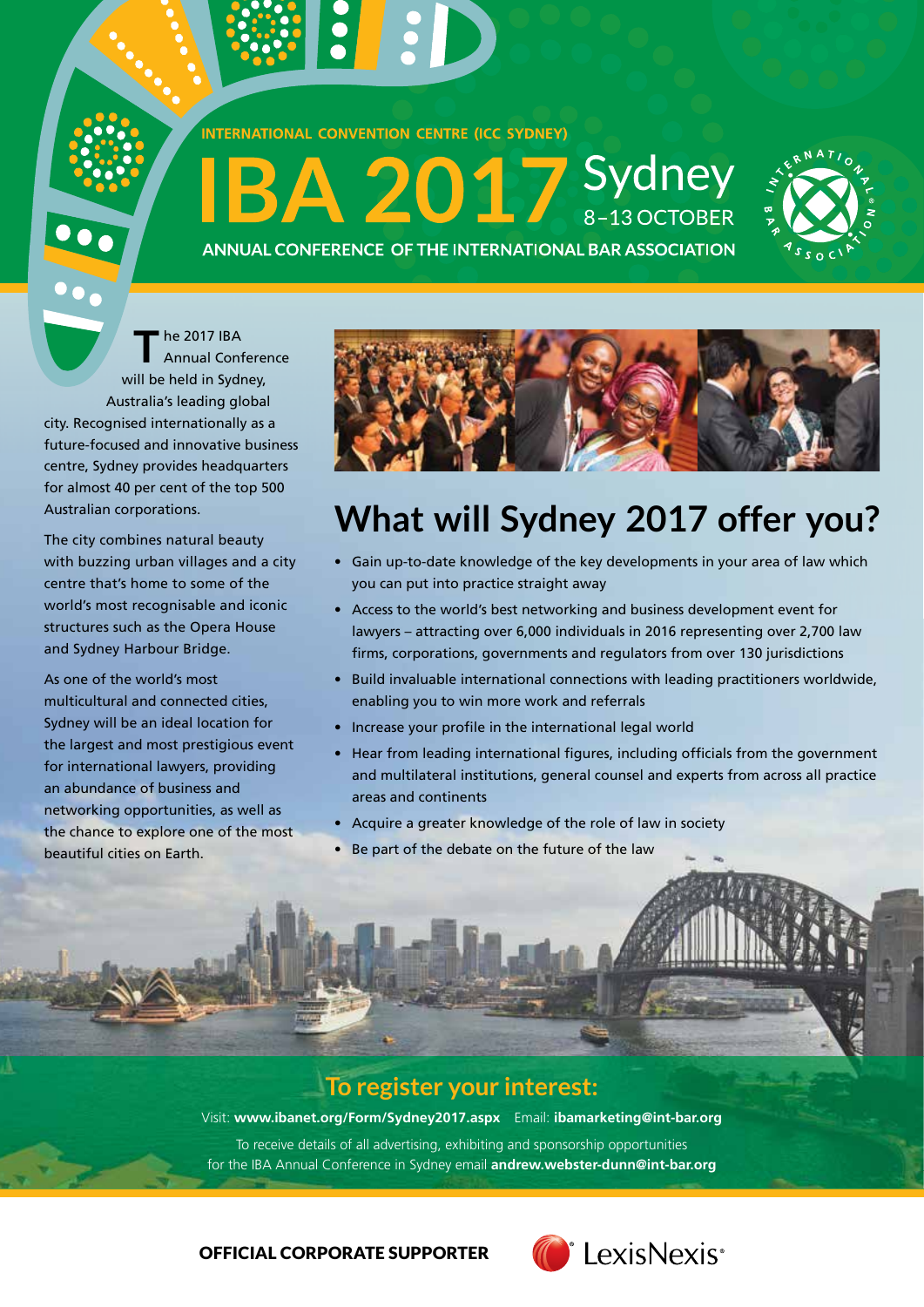INTERNATIONAL CONVENTION CENTRE (ICC SYDNEY)

# IBA 2017 Sydney

8–13 OCTOBER

ANNUAL CONFERENCE OF THE INTERNATIONAL BAR ASSOCIATION

The 2017 IBA Annual Conference will be held in Sydney, Australia's leading global city. Recognised internationally as a future-focused and innovative business centre, Sydney provides headquarters for almost 40 per cent of the top 500 Australian corporations.

The city combines natural beauty with buzzing urban villages and a city centre that's home to some of the world's most recognisable and iconic structures such as the Opera House and Sydney Harbour Bridge.

As one of the world's most multicultural and connected cities, Sydney will be an ideal location for the largest and most prestigious event for international lawyers, providing an abundance of business and networking opportunities, as well as the chance to explore one of the most beautiful cities on Earth.

## What will Sydney 2017 offer you?

- Gain up-to-date knowledge of the key developments in your area of law which you can put into practice straight away
- Access to the world's best networking and business development event for lawyers – attracting over 6,000 individuals in 2016 representing over 2,700 law firms, corporations, governments and regulators from over 130 jurisdictions
- Build invaluable international connections with leading practitioners worldwide, enabling you to win more work and referrals
- Increase your profile in the international legal world
- Hear from leading international figures, including officials from the government and multilateral institutions, general counsel and experts from across all practice areas and continents
- Acquire a greater knowledge of the role of law in society
- Be part of the debate on the future of the law

## To register your interest:

Visit: **www.ibanet.org/Form/Sydney2017.aspx** Email: **ibamarketing@int-bar.org**

To receive details of all advertising, exhibiting and sponsorship opportunities for the IBA Annual Conference in Sydney email **andrew.webster-dunn@int-bar.org**

**OFFICIAL CORPORATE SUPPORTER** LexisNexis®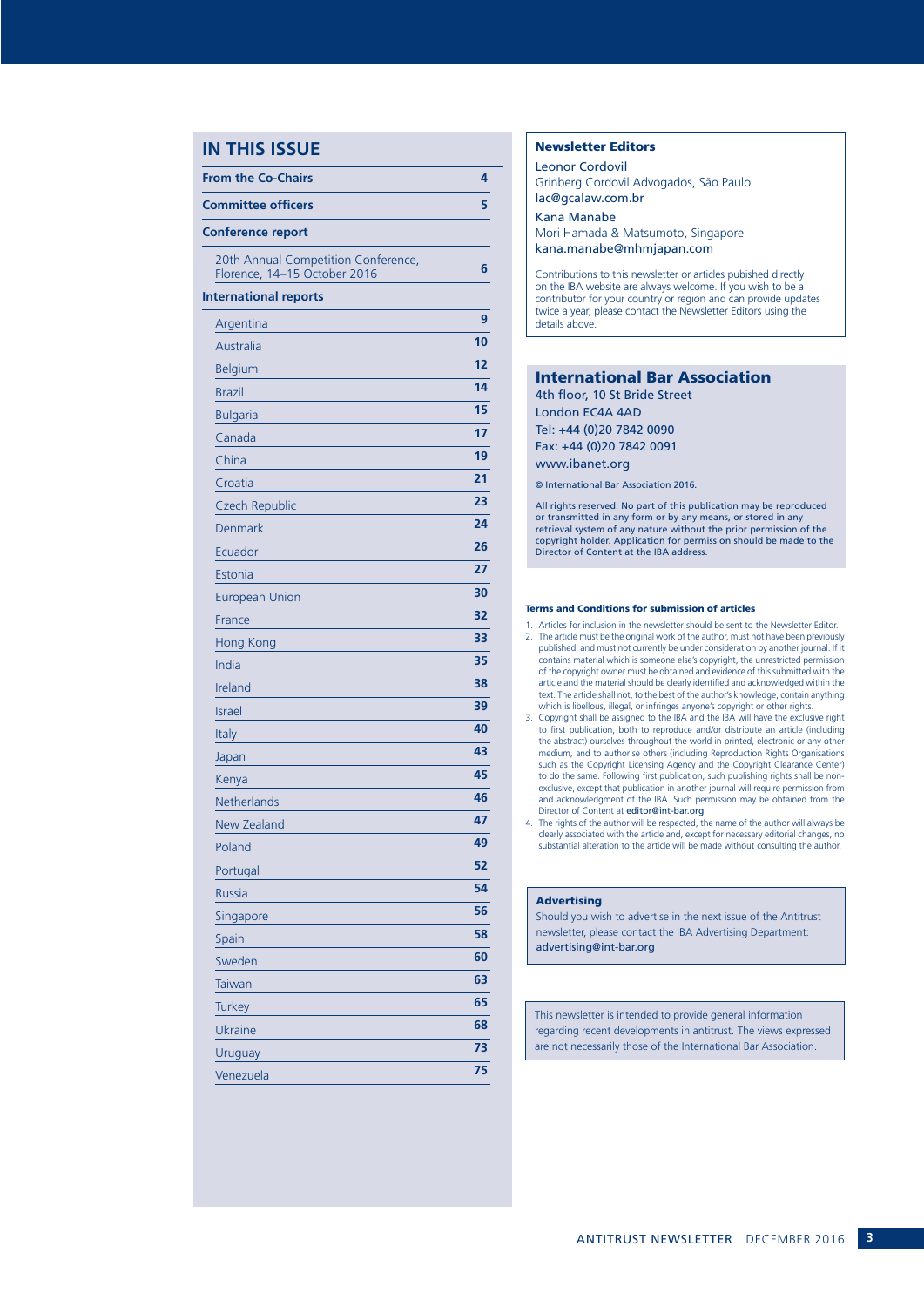## IN THIS ISSUE

| | |
|---|---|
| **From the Co-Chairs** | **4** |
| **Committee officers** | **5** |
| **Conference report** | |
| 20th Annual Competition Conference, Florence, 14–15 October 2016 | **6** |
| **International reports** | |
| Argentina | **9** |
| Australia | **10** |
| Belgium | **12** |
| Brazil | **14** |
| Bulgaria | **15** |
| Canada | **17** |
| China | **19** |
| Croatia | **21** |
| Czech Republic | **23** |
| Denmark | **24** |
| Ecuador | **26** |
| Estonia | **27** |
| European Union | **30** |
| France | **32** |
| Hong Kong | **33** |
| India | **35** |
| Ireland | **38** |
| Israel | **39** |
| Italy | **40** |
| Japan | **43** |
| Kenya | **45** |
| Netherlands | **46** |
| New Zealand | **47** |
| Poland | **49** |
| Portugal | **52** |
| Russia | **54** |
| Singapore | **56** |
| Spain | **58** |
| Sweden | **60** |
| Taiwan | **63** |
| Turkey | **65** |
| Ukraine | **68** |
| Uruguay | **73** |
| Venezuela | **75** |

### Newsletter Editors

Leonor Cordovil
Grinberg Cordovil Advogados, São Paulo
lac@gcalaw.com.br

Kana Manabe
Mori Hamada & Matsumoto, Singapore
kana.manabe@mhmjapan.com

Contributions to this newsletter or articles pubished directly on the IBA website are always welcome. If you wish to be a contributor for your country or region and can provide updates twice a year, please contact the Newsletter Editors using the details above.

### International Bar Association

4th floor, 10 St Bride Street
London EC4A 4AD
Tel: +44 (0)20 7842 0090
Fax: +44 (0)20 7842 0091
www.ibanet.org

© International Bar Association 2016.

All rights reserved. No part of this publication may be reproduced or transmitted in any form or by any means, or stored in any retrieval system of any nature without the prior permission of the copyright holder. Application for permission should be made to the Director of Content at the IBA address.

#### Terms and Conditions for submission of articles

1. Articles for inclusion in the newsletter should be sent to the Newsletter Editor.
2. The article must be the original work of the author, must not have been previously published, and must not currently be under consideration by another journal. If it contains material which is someone else's copyright, the unrestricted permission of the copyright owner must be obtained and evidence of this submitted with the article and the material should be clearly identified and acknowledged within the text. The article shall not, to the best of the author's knowledge, contain anything which is libellous, illegal, or infringes anyone's copyright or other rights.
3. Copyright shall be assigned to the IBA and the IBA will have the exclusive right to first publication, both to reproduce and/or distribute an article (including the abstract) ourselves throughout the world in printed, electronic or any other medium, and to authorise others (including Reproduction Rights Organisations such as the Copyright Licensing Agency and the Copyright Clearance Center) to do the same. Following first publication, such publishing rights shall be non-exclusive, except that publication in another journal will require permission from and acknowledgment of the IBA. Such permission may be obtained from the Director of Content at editor@int-bar.org.
4. The rights of the author will be respected, the name of the author will always be clearly associated with the article and, except for necessary editorial changes, no substantial alteration to the article will be made without consulting the author.

#### Advertising

Should you wish to advertise in the next issue of the Antitrust newsletter, please contact the IBA Advertising Department: advertising@int-bar.org

This newsletter is intended to provide general information regarding recent developments in antitrust. The views expressed are not necessarily those of the International Bar Association.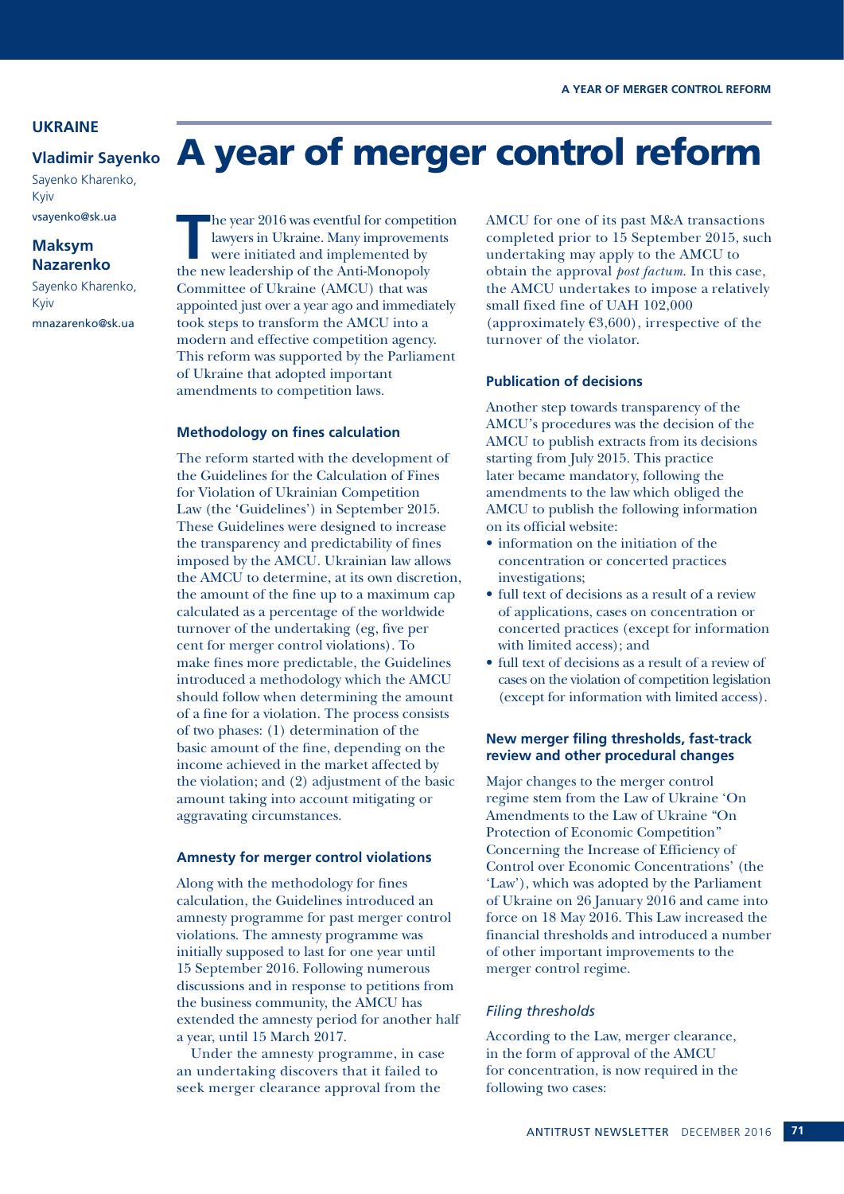**UKRAINE**

**Vladimir Sayenko**
Sayenko Kharenko, Kyiv
vsayenko@sk.ua

**Maksym Nazarenko**
Sayenko Kharenko, Kyiv
mnazarenko@sk.ua

# A year of merger control reform

The year 2016 was eventful for competition lawyers in Ukraine. Many improvements were initiated and implemented by the new leadership of the Anti-Monopoly Committee of Ukraine (AMCU) that was appointed just over a year ago and immediately took steps to transform the AMCU into a modern and effective competition agency. This reform was supported by the Parliament of Ukraine that adopted important amendments to competition laws.

## Methodology on fines calculation

The reform started with the development of the Guidelines for the Calculation of Fines for Violation of Ukrainian Competition Law (the 'Guidelines') in September 2015. These Guidelines were designed to increase the transparency and predictability of fines imposed by the AMCU. Ukrainian law allows the AMCU to determine, at its own discretion, the amount of the fine up to a maximum cap calculated as a percentage of the worldwide turnover of the undertaking (eg, five per cent for merger control violations). To make fines more predictable, the Guidelines introduced a methodology which the AMCU should follow when determining the amount of a fine for a violation. The process consists of two phases: (1) determination of the basic amount of the fine, depending on the income achieved in the market affected by the violation; and (2) adjustment of the basic amount taking into account mitigating or aggravating circumstances.

## Amnesty for merger control violations

Along with the methodology for fines calculation, the Guidelines introduced an amnesty programme for past merger control violations. The amnesty programme was initially supposed to last for one year until 15 September 2016. Following numerous discussions and in response to petitions from the business community, the AMCU has extended the amnesty period for another half a year, until 15 March 2017.

Under the amnesty programme, in case an undertaking discovers that it failed to seek merger clearance approval from the AMCU for one of its past M&A transactions completed prior to 15 September 2015, such undertaking may apply to the AMCU to obtain the approval *post factum*. In this case, the AMCU undertakes to impose a relatively small fixed fine of UAH 102,000 (approximately €3,600), irrespective of the turnover of the violator.

## Publication of decisions

Another step towards transparency of the AMCU's procedures was the decision of the AMCU to publish extracts from its decisions starting from July 2015. This practice later became mandatory, following the amendments to the law which obliged the AMCU to publish the following information on its official website:

- information on the initiation of the concentration or concerted practices investigations;
- full text of decisions as a result of a review of applications, cases on concentration or concerted practices (except for information with limited access); and
- full text of decisions as a result of a review of cases on the violation of competition legislation (except for information with limited access).

## New merger filing thresholds, fast-track review and other procedural changes

Major changes to the merger control regime stem from the Law of Ukraine 'On Amendments to the Law of Ukraine "On Protection of Economic Competition" Concerning the Increase of Efficiency of Control over Economic Concentrations' (the 'Law'), which was adopted by the Parliament of Ukraine on 26 January 2016 and came into force on 18 May 2016. This Law increased the financial thresholds and introduced a number of other important improvements to the merger control regime.

### *Filing thresholds*

According to the Law, merger clearance, in the form of approval of the AMCU for concentration, is now required in the following two cases: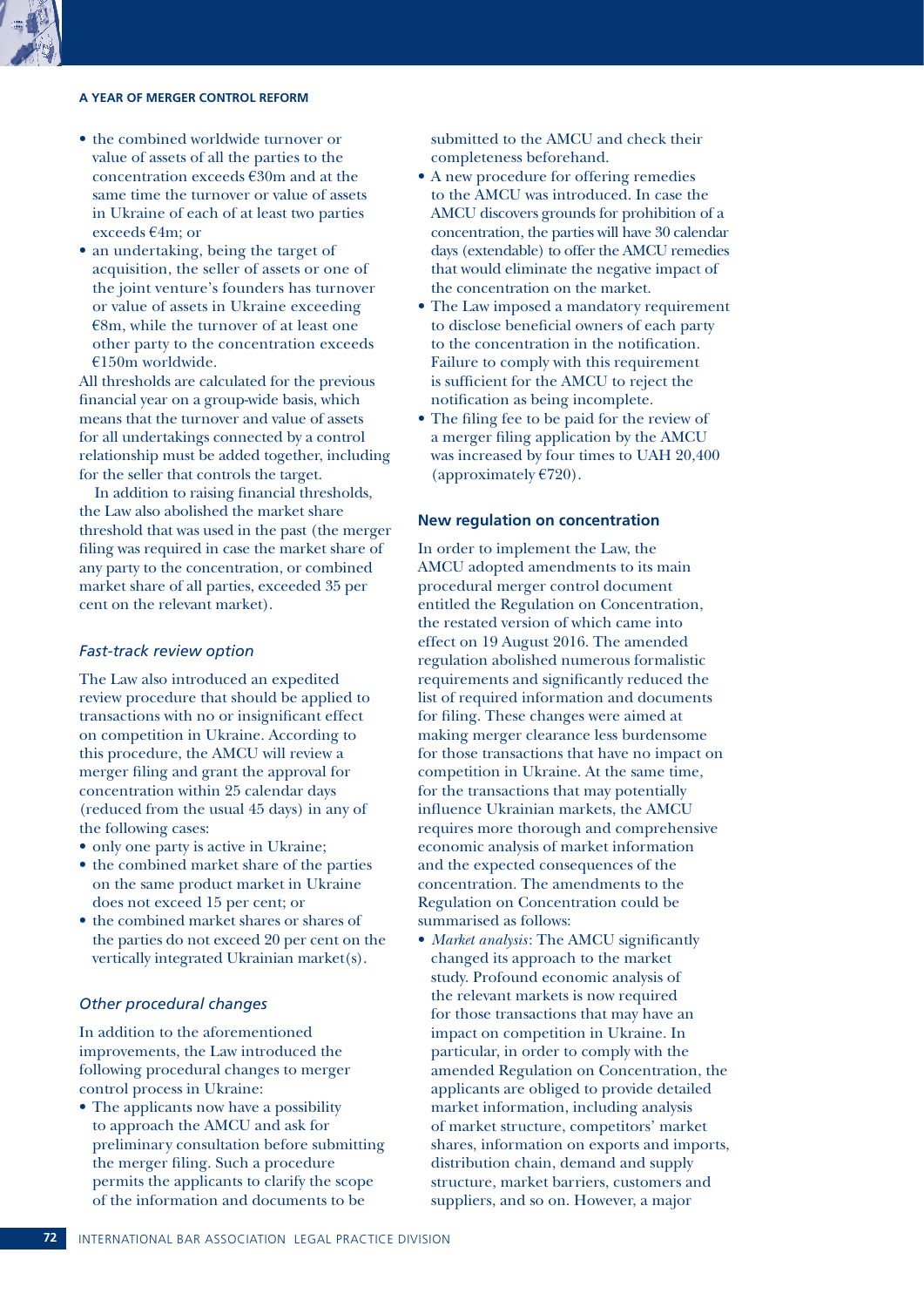- the combined worldwide turnover or value of assets of all the parties to the concentration exceeds €30m and at the same time the turnover or value of assets in Ukraine of each of at least two parties exceeds €4m; or
- an undertaking, being the target of acquisition, the seller of assets or one of the joint venture's founders has turnover or value of assets in Ukraine exceeding €8m, while the turnover of at least one other party to the concentration exceeds €150m worldwide.

All thresholds are calculated for the previous financial year on a group-wide basis, which means that the turnover and value of assets for all undertakings connected by a control relationship must be added together, including for the seller that controls the target.

In addition to raising financial thresholds, the Law also abolished the market share threshold that was used in the past (the merger filing was required in case the market share of any party to the concentration, or combined market share of all parties, exceeded 35 per cent on the relevant market).

### *Fast-track review option*

The Law also introduced an expedited review procedure that should be applied to transactions with no or insignificant effect on competition in Ukraine. According to this procedure, the AMCU will review a merger filing and grant the approval for concentration within 25 calendar days (reduced from the usual 45 days) in any of the following cases:

- only one party is active in Ukraine;
- the combined market share of the parties on the same product market in Ukraine does not exceed 15 per cent; or
- the combined market shares or shares of the parties do not exceed 20 per cent on the vertically integrated Ukrainian market(s).

### *Other procedural changes*

In addition to the aforementioned improvements, the Law introduced the following procedural changes to merger control process in Ukraine:

- The applicants now have a possibility to approach the AMCU and ask for preliminary consultation before submitting the merger filing. Such a procedure permits the applicants to clarify the scope of the information and documents to be submitted to the AMCU and check their completeness beforehand.
- A new procedure for offering remedies to the AMCU was introduced. In case the AMCU discovers grounds for prohibition of a concentration, the parties will have 30 calendar days (extendable) to offer the AMCU remedies that would eliminate the negative impact of the concentration on the market.
- The Law imposed a mandatory requirement to disclose beneficial owners of each party to the concentration in the notification. Failure to comply with this requirement is sufficient for the AMCU to reject the notification as being incomplete.
- The filing fee to be paid for the review of a merger filing application by the AMCU was increased by four times to UAH 20,400 (approximately €720).

### New regulation on concentration

In order to implement the Law, the AMCU adopted amendments to its main procedural merger control document entitled the Regulation on Concentration, the restated version of which came into effect on 19 August 2016. The amended regulation abolished numerous formalistic requirements and significantly reduced the list of required information and documents for filing. These changes were aimed at making merger clearance less burdensome for those transactions that have no impact on competition in Ukraine. At the same time, for the transactions that may potentially influence Ukrainian markets, the AMCU requires more thorough and comprehensive economic analysis of market information and the expected consequences of the concentration. The amendments to the Regulation on Concentration could be summarised as follows:

- *Market analysis*: The AMCU significantly changed its approach to the market study. Profound economic analysis of the relevant markets is now required for those transactions that may have an impact on competition in Ukraine. In particular, in order to comply with the amended Regulation on Concentration, the applicants are obliged to provide detailed market information, including analysis of market structure, competitors' market shares, information on exports and imports, distribution chain, demand and supply structure, market barriers, customers and suppliers, and so on. However, a major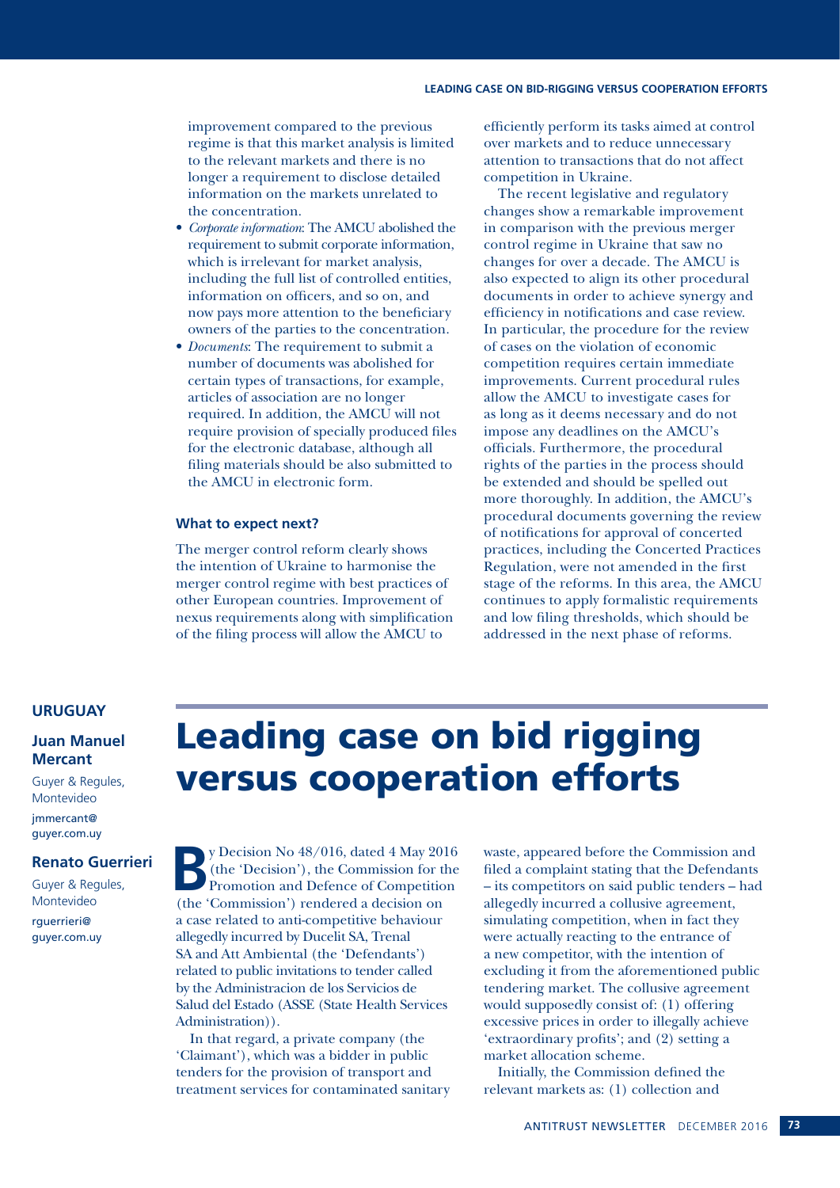improvement compared to the previous regime is that this market analysis is limited to the relevant markets and there is no longer a requirement to disclose detailed information on the markets unrelated to the concentration.

- *Corporate information*: The AMCU abolished the requirement to submit corporate information, which is irrelevant for market analysis, including the full list of controlled entities, information on officers, and so on, and now pays more attention to the beneficiary owners of the parties to the concentration.
- *Documents*: The requirement to submit a number of documents was abolished for certain types of transactions, for example, articles of association are no longer required. In addition, the AMCU will not require provision of specially produced files for the electronic database, although all filing materials should be also submitted to the AMCU in electronic form.

### What to expect next?

The merger control reform clearly shows the intention of Ukraine to harmonise the merger control regime with best practices of other European countries. Improvement of nexus requirements along with simplification of the filing process will allow the AMCU to efficiently perform its tasks aimed at control over markets and to reduce unnecessary attention to transactions that do not affect competition in Ukraine.

The recent legislative and regulatory changes show a remarkable improvement in comparison with the previous merger control regime in Ukraine that saw no changes for over a decade. The AMCU is also expected to align its other procedural documents in order to achieve synergy and efficiency in notifications and case review. In particular, the procedure for the review of cases on the violation of economic competition requires certain immediate improvements. Current procedural rules allow the AMCU to investigate cases for as long as it deems necessary and do not impose any deadlines on the AMCU's officials. Furthermore, the procedural rights of the parties in the process should be extended and should be spelled out more thoroughly. In addition, the AMCU's procedural documents governing the review of notifications for approval of concerted practices, including the Concerted Practices Regulation, were not amended in the first stage of the reforms. In this area, the AMCU continues to apply formalistic requirements and low filing thresholds, which should be addressed in the next phase of reforms.

**URUGUAY**

**Juan Manuel Mercant**
Guyer & Regules, Montevideo
jmmercant@guyer.com.uy

**Renato Guerrieri**
Guyer & Regules, Montevideo
rguerrieri@guyer.com.uy

# Leading case on bid rigging versus cooperation efforts

By Decision No 48/016, dated 4 May 2016 (the 'Decision'), the Commission for the Promotion and Defence of Competition (the 'Commission') rendered a decision on a case related to anti-competitive behaviour allegedly incurred by Ducelit SA, Trenal SA and Att Ambiental (the 'Defendants') related to public invitations to tender called by the Administracion de los Servicios de Salud del Estado (ASSE (State Health Services Administration)).

In that regard, a private company (the 'Claimant'), which was a bidder in public tenders for the provision of transport and treatment services for contaminated sanitary waste, appeared before the Commission and filed a complaint stating that the Defendants – its competitors on said public tenders – had allegedly incurred a collusive agreement, simulating competition, when in fact they were actually reacting to the entrance of a new competitor, with the intention of excluding it from the aforementioned public tendering market. The collusive agreement would supposedly consist of: (1) offering excessive prices in order to illegally achieve 'extraordinary profits'; and (2) setting a market allocation scheme.

Initially, the Commission defined the relevant markets as: (1) collection and